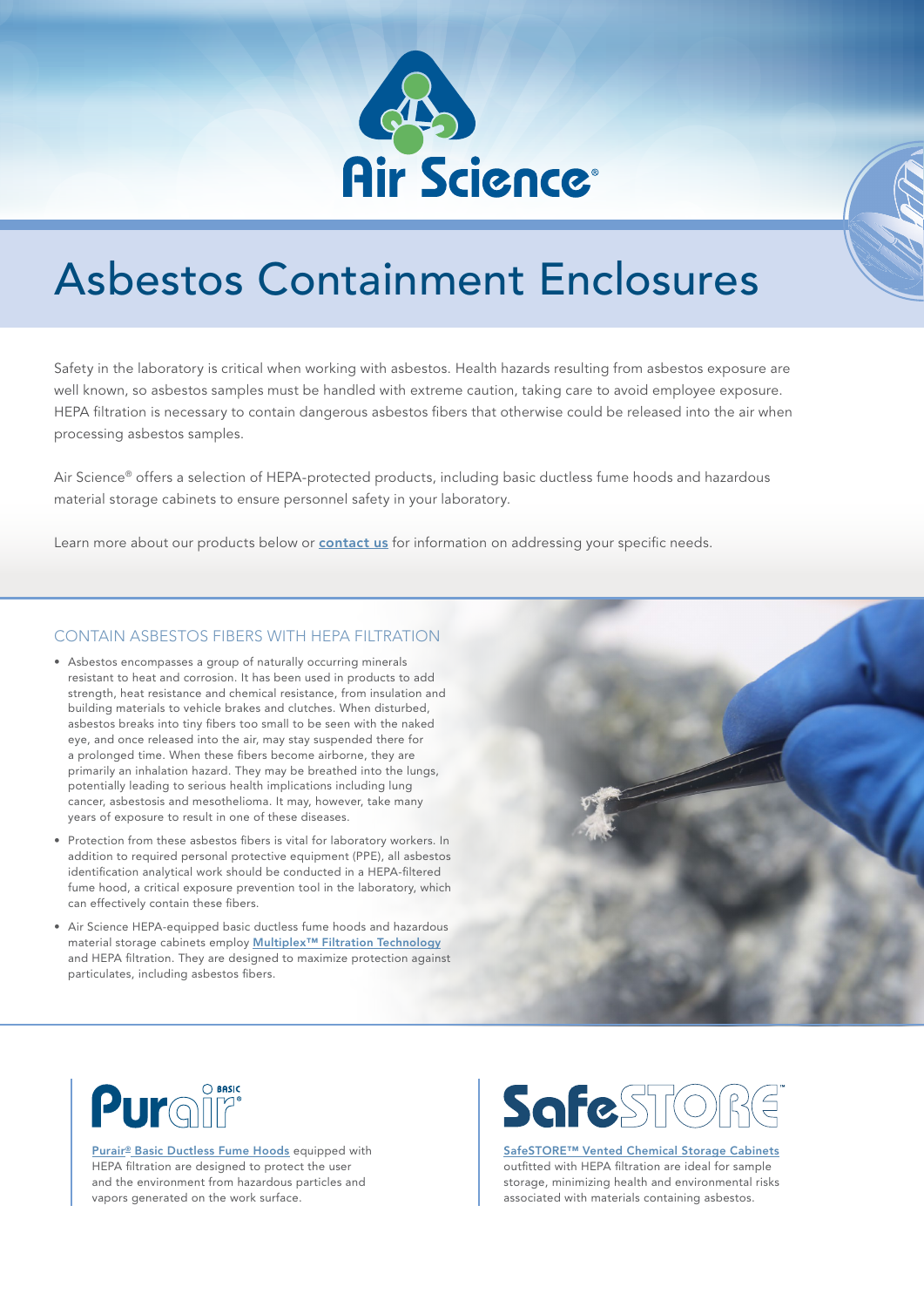# Asbestos Containment Enclosures

Safety in the laboratory is critical when working with asbestos. Health hazards resulting from asbestos exposure are well known, so asbestos samples must be handled with extreme caution, taking care to avoid employee exposure. HEPA filtration is necessary to contain dangerous asbestos fibers that otherwise could be released into the air when processing asbestos samples.

Air Science® offers a selection of HEPA-protected products, including basic ductless fume hoods and hazardous material storage cabinets to ensure personnel safety in your laboratory.

Learn more about our products below or **contact us** for information on addressing your specific needs.

## CONTAIN ASBESTOS FIBERS WITH HEPA FILTRATION

- Asbestos encompasses a group of naturally occurring minerals resistant to heat and corrosion. It has been used in products to add strength, heat resistance and chemical resistance, from insulation and building materials to vehicle brakes and clutches. When disturbed, asbestos breaks into tiny fibers too small to be seen with the naked eye, and once released into the air, may stay suspended there for a prolonged time. When these fibers become airborne, they are primarily an inhalation hazard. They may be breathed into the lungs, potentially leading to serious health implications including lung cancer, asbestosis and mesothelioma. It may, however, take many years of exposure to result in one of these diseases.
- Protection from these asbestos fibers is vital for laboratory workers. In addition to required personal protective equipment (PPE), all asbestos identification analytical work should be conducted in a HEPA-filtered fume hood, a critical exposure prevention tool in the laboratory, which can effectively contain these fibers.
- Air Science HEPA-equipped basic ductless fume hoods and hazardous material storage cabinets employ Multiplex™ Filtration Technology and HEPA filtration. They are designed to maximize protection against particulates, including asbestos fibers.

**Purair BASIC**

Purair® Basic Ductless Fume Hoods equipped with HEPA filtration are designed to protect the user and the environment from hazardous particles and vapors generated on the work surface.

**SafeSTORE™**

SafeSTORE™ Vented Chemical Storage Cabinets outfitted with HEPA filtration are ideal for sample storage, minimizing health and environmental risks associated with materials containing asbestos.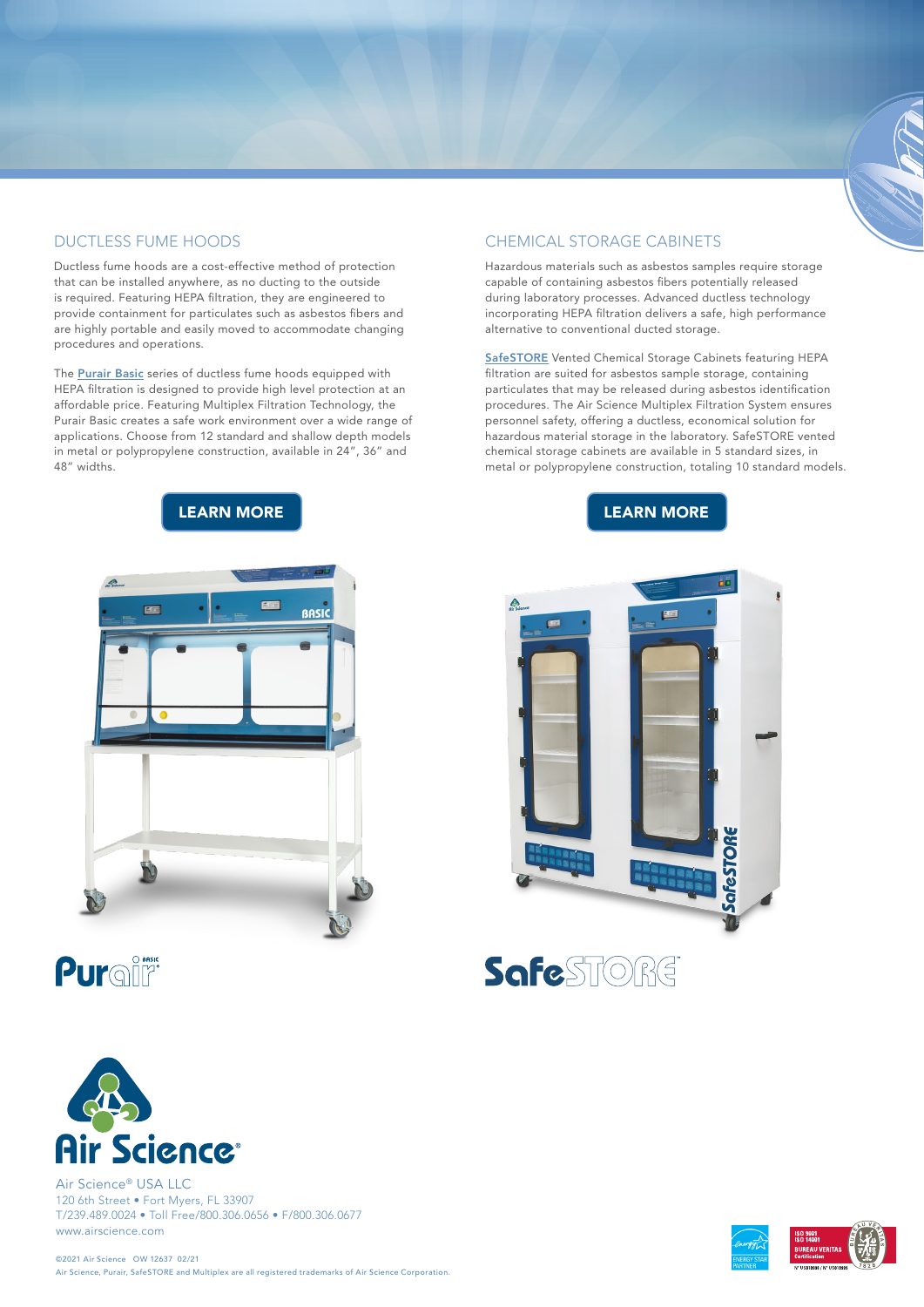## DUCTLESS FUME HOODS

Ductless fume hoods are a cost-effective method of protection that can be installed anywhere, as no ducting to the outside is required. Featuring HEPA filtration, they are engineered to provide containment for particulates such as asbestos fibers and are highly portable and easily moved to accommodate changing procedures and operations.

The Purair Basic series of ductless fume hoods equipped with HEPA filtration is designed to provide high level protection at an affordable price. Featuring Multiplex Filtration Technology, the Purair Basic creates a safe work environment over a wide range of applications. Choose from 12 standard and shallow depth models in metal or polypropylene construction, available in 24", 36" and 48" widths.

LEARN MORE

Purair BASIC

## CHEMICAL STORAGE CABINETS

Hazardous materials such as asbestos samples require storage capable of containing asbestos fibers potentially released during laboratory processes. Advanced ductless technology incorporating HEPA filtration delivers a safe, high performance alternative to conventional ducted storage.

SafeSTORE Vented Chemical Storage Cabinets featuring HEPA filtration are suited for asbestos sample storage, containing particulates that may be released during asbestos identification procedures. The Air Science Multiplex Filtration System ensures personnel safety, offering a ductless, economical solution for hazardous material storage in the laboratory. SafeSTORE vented chemical storage cabinets are available in 5 standard sizes, in metal or polypropylene construction, totaling 10 standard models.

LEARN MORE

SafeSTORE

Air Science®

Air Science® USA LLC
120 6th Street • Fort Myers, FL 33907
T/239.489.0024 • Toll Free/800.306.0656 • F/800.306.0677
www.airscience.com

©2021 Air Science OW 12637 02/21
Air Science, Purair, SafeSTORE and Multiplex are all registered trademarks of Air Science Corporation.